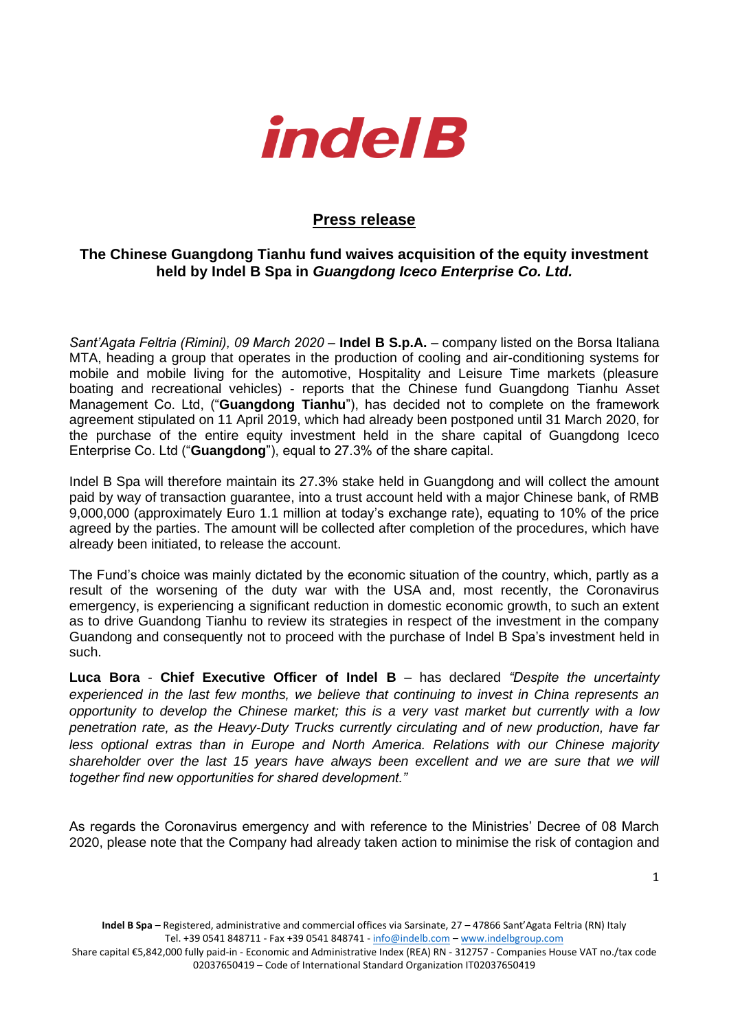indel B

# Press release

## The Chinese Guangdong Tianhu fund waives acquisition of the equity investment held by Indel B Spa in *Guangdong Iceco Enterprise Co. Ltd.*

*Sant'Agata Feltria (Rimini), 09 March 2020* – **Indel B S.p.A.** – company listed on the Borsa Italiana MTA, heading a group that operates in the production of cooling and air-conditioning systems for mobile and mobile living for the automotive, Hospitality and Leisure Time markets (pleasure boating and recreational vehicles) - reports that the Chinese fund Guangdong Tianhu Asset Management Co. Ltd, ("**Guangdong Tianhu**"), has decided not to complete on the framework agreement stipulated on 11 April 2019, which had already been postponed until 31 March 2020, for the purchase of the entire equity investment held in the share capital of Guangdong Iceco Enterprise Co. Ltd ("**Guangdong**"), equal to 27.3% of the share capital.

Indel B Spa will therefore maintain its 27.3% stake held in Guangdong and will collect the amount paid by way of transaction guarantee, into a trust account held with a major Chinese bank, of RMB 9,000,000 (approximately Euro 1.1 million at today's exchange rate), equating to 10% of the price agreed by the parties. The amount will be collected after completion of the procedures, which have already been initiated, to release the account.

The Fund's choice was mainly dictated by the economic situation of the country, which, partly as a result of the worsening of the duty war with the USA and, most recently, the Coronavirus emergency, is experiencing a significant reduction in domestic economic growth, to such an extent as to drive Guandong Tianhu to review its strategies in respect of the investment in the company Guandong and consequently not to proceed with the purchase of Indel B Spa's investment held in such.

**Luca Bora** - **Chief Executive Officer of Indel B** – has declared *"Despite the uncertainty experienced in the last few months, we believe that continuing to invest in China represents an opportunity to develop the Chinese market; this is a very vast market but currently with a low penetration rate, as the Heavy-Duty Trucks currently circulating and of new production, have far less optional extras than in Europe and North America. Relations with our Chinese majority shareholder over the last 15 years have always been excellent and we are sure that we will together find new opportunities for shared development."*

As regards the Coronavirus emergency and with reference to the Ministries' Decree of 08 March 2020, please note that the Company had already taken action to minimise the risk of contagion and

**Indel B Spa** – Registered, administrative and commercial offices via Sarsinate, 27 – 47866 Sant'Agata Feltria (RN) Italy Tel. +39 0541 848711 - Fax +39 0541 848741 - info@indelb.com – www.indelbgroup.com
Share capital €5,842,000 fully paid-in - Economic and Administrative Index (REA) RN - 312757 - Companies House VAT no./tax code 02037650419 – Code of International Standard Organization IT02037650419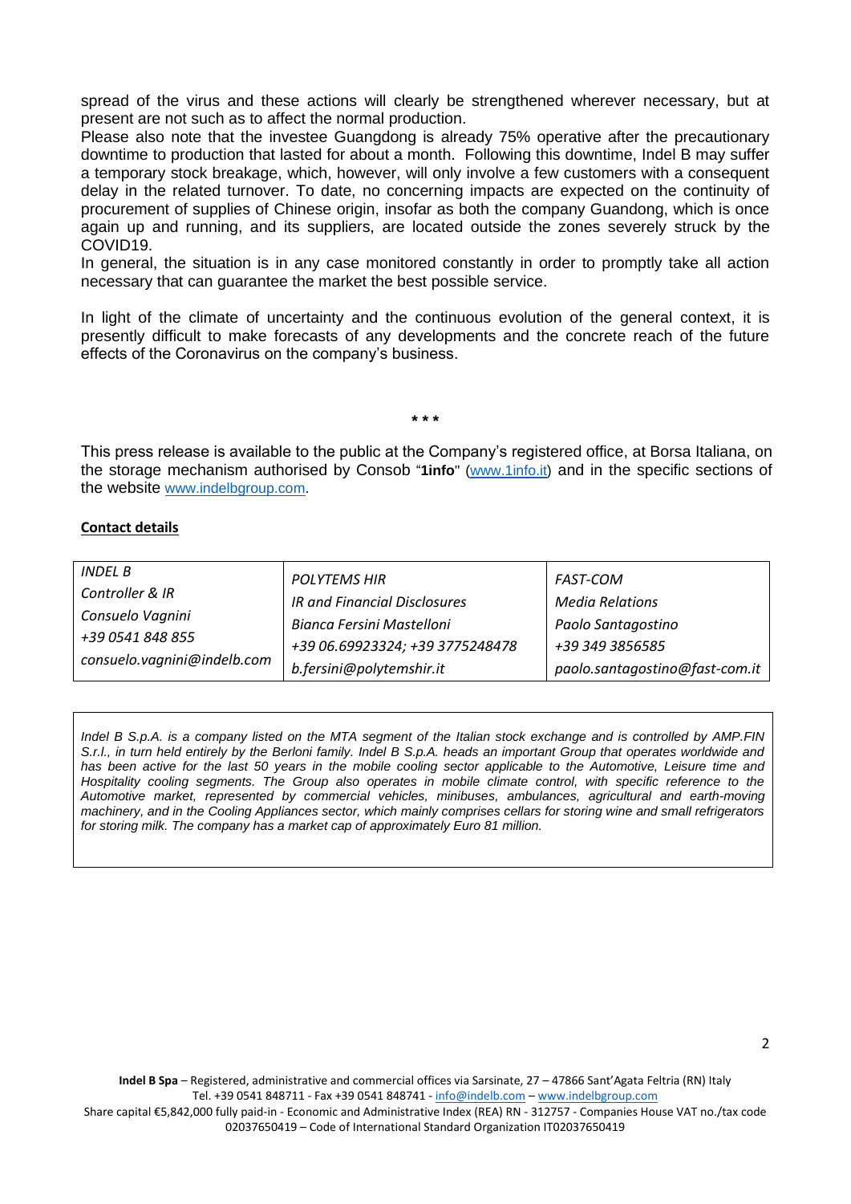spread of the virus and these actions will clearly be strengthened wherever necessary, but at present are not such as to affect the normal production.

Please also note that the investee Guangdong is already 75% operative after the precautionary downtime to production that lasted for about a month. Following this downtime, Indel B may suffer a temporary stock breakage, which, however, will only involve a few customers with a consequent delay in the related turnover. To date, no concerning impacts are expected on the continuity of procurement of supplies of Chinese origin, insofar as both the company Guandong, which is once again up and running, and its suppliers, are located outside the zones severely struck by the COVID19.

In general, the situation is in any case monitored constantly in order to promptly take all action necessary that can guarantee the market the best possible service.

In light of the climate of uncertainty and the continuous evolution of the general context, it is presently difficult to make forecasts of any developments and the concrete reach of the future effects of the Coronavirus on the company's business.

\* \* \*

This press release is available to the public at the Company's registered office, at Borsa Italiana, on the storage mechanism authorised by Consob "**1info**" (www.1info.it) and in the specific sections of the website www.indelbgroup.com.

**Contact details**

| | | |
|---|---|---|
| *INDEL B* | *POLYTEMS HIR* | *FAST-COM* |
| *Controller & IR* | *IR and Financial Disclosures* | *Media Relations* |
| *Consuelo Vagnini* | *Bianca Fersini Mastelloni* | *Paolo Santagostino* |
| *+39 0541 848 855* | *+39 06.69923324; +39 3775248478* | *+39 349 3856585* |
| *consuelo.vagnini@indelb.com* | *b.fersini@polytemshir.it* | *paolo.santagostino@fast-com.it* |

*Indel B S.p.A. is a company listed on the MTA segment of the Italian stock exchange and is controlled by AMP.FIN S.r.l., in turn held entirely by the Berloni family. Indel B S.p.A. heads an important Group that operates worldwide and has been active for the last 50 years in the mobile cooling sector applicable to the Automotive, Leisure time and Hospitality cooling segments. The Group also operates in mobile climate control, with specific reference to the Automotive market, represented by commercial vehicles, minibuses, ambulances, agricultural and earth-moving machinery, and in the Cooling Appliances sector, which mainly comprises cellars for storing wine and small refrigerators for storing milk. The company has a market cap of approximately Euro 81 million.*

**Indel B Spa** – Registered, administrative and commercial offices via Sarsinate, 27 – 47866 Sant'Agata Feltria (RN) Italy
Tel. +39 0541 848711 - Fax +39 0541 848741 - info@indelb.com – www.indelbgroup.com
Share capital €5,842,000 fully paid-in - Economic and Administrative Index (REA) RN - 312757 - Companies House VAT no./tax code 02037650419 – Code of International Standard Organization IT02037650419